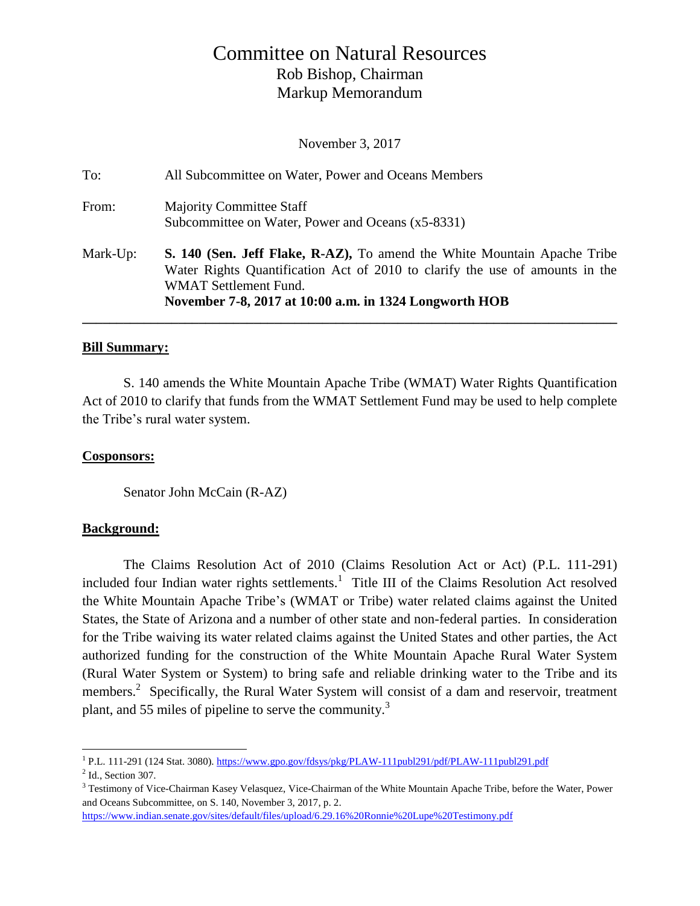# Committee on Natural Resources

Rob Bishop, Chairman
Markup Memorandum

November 3, 2017

To: All Subcommittee on Water, Power and Oceans Members

From: Majority Committee Staff
Subcommittee on Water, Power and Oceans (x5-8331)

Mark-Up: **S. 140 (Sen. Jeff Flake, R-AZ),** To amend the White Mountain Apache Tribe Water Rights Quantification Act of 2010 to clarify the use of amounts in the WMAT Settlement Fund.
**November 7-8, 2017 at 10:00 a.m. in 1324 Longworth HOB**

---

## Bill Summary:

S. 140 amends the White Mountain Apache Tribe (WMAT) Water Rights Quantification Act of 2010 to clarify that funds from the WMAT Settlement Fund may be used to help complete the Tribe's rural water system.

## Cosponsors:

Senator John McCain (R-AZ)

## Background:

The Claims Resolution Act of 2010 (Claims Resolution Act or Act) (P.L. 111-291) included four Indian water rights settlements.[1] Title III of the Claims Resolution Act resolved the White Mountain Apache Tribe's (WMAT or Tribe) water related claims against the United States, the State of Arizona and a number of other state and non-federal parties. In consideration for the Tribe waiving its water related claims against the United States and other parties, the Act authorized funding for the construction of the White Mountain Apache Rural Water System (Rural Water System or System) to bring safe and reliable drinking water to the Tribe and its members.[2] Specifically, the Rural Water System will consist of a dam and reservoir, treatment plant, and 55 miles of pipeline to serve the community.[3]

---

[1] P.L. 111-291 (124 Stat. 3080). https://www.gpo.gov/fdsys/pkg/PLAW-111publ291/pdf/PLAW-111publ291.pdf

[2] Id., Section 307.

[3] Testimony of Vice-Chairman Kasey Velasquez, Vice-Chairman of the White Mountain Apache Tribe, before the Water, Power and Oceans Subcommittee, on S. 140, November 3, 2017, p. 2. https://www.indian.senate.gov/sites/default/files/upload/6.29.16%20Ronnie%20Lupe%20Testimony.pdf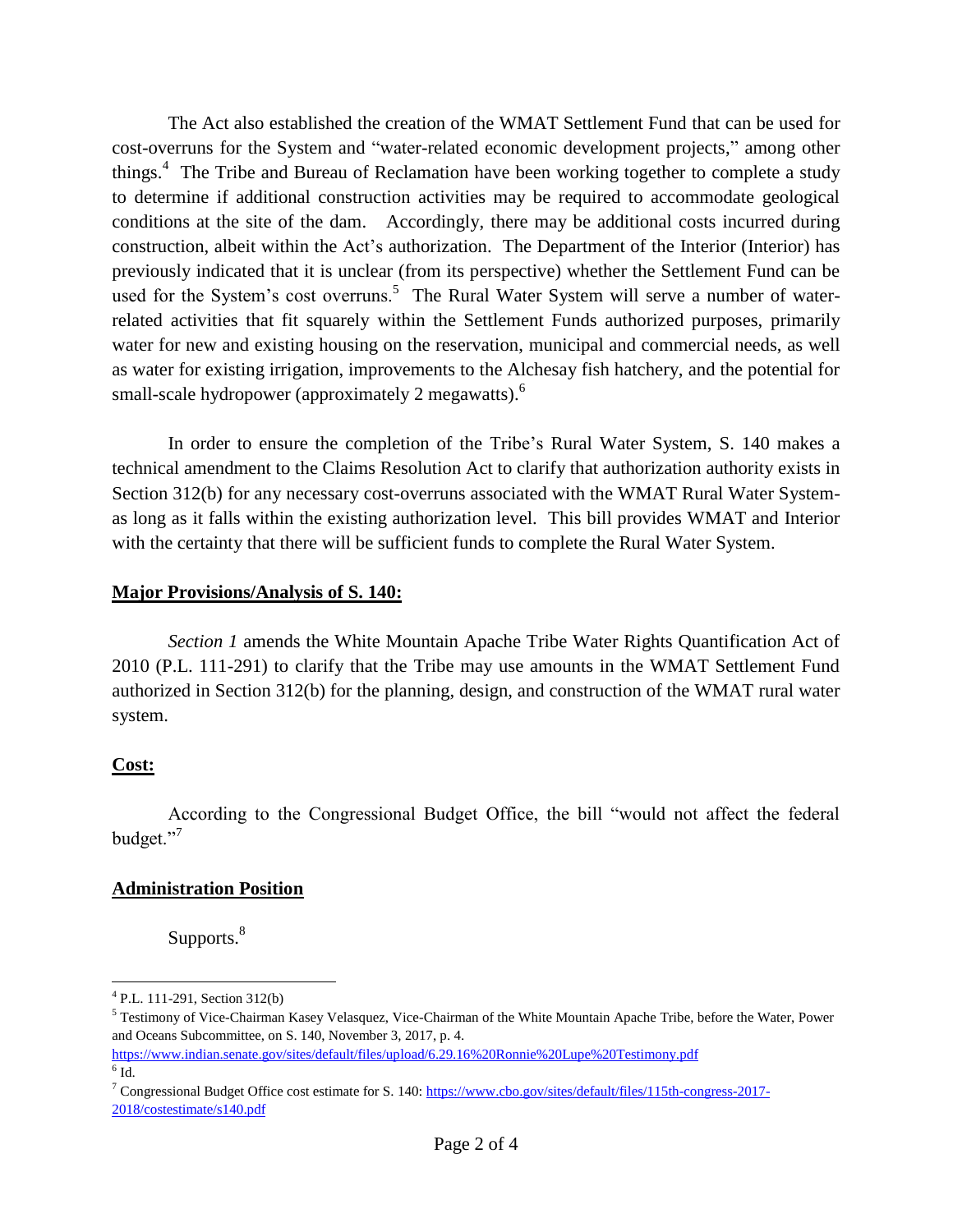The Act also established the creation of the WMAT Settlement Fund that can be used for cost-overruns for the System and "water-related economic development projects," among other things.[4] The Tribe and Bureau of Reclamation have been working together to complete a study to determine if additional construction activities may be required to accommodate geological conditions at the site of the dam. Accordingly, there may be additional costs incurred during construction, albeit within the Act's authorization. The Department of the Interior (Interior) has previously indicated that it is unclear (from its perspective) whether the Settlement Fund can be used for the System's cost overruns.[5] The Rural Water System will serve a number of water-related activities that fit squarely within the Settlement Funds authorized purposes, primarily water for new and existing housing on the reservation, municipal and commercial needs, as well as water for existing irrigation, improvements to the Alchesay fish hatchery, and the potential for small-scale hydropower (approximately 2 megawatts).[6]

In order to ensure the completion of the Tribe's Rural Water System, S. 140 makes a technical amendment to the Claims Resolution Act to clarify that authorization authority exists in Section 312(b) for any necessary cost-overruns associated with the WMAT Rural Water System- as long as it falls within the existing authorization level. This bill provides WMAT and Interior with the certainty that there will be sufficient funds to complete the Rural Water System.

**Major Provisions/Analysis of S. 140:**

*Section 1* amends the White Mountain Apache Tribe Water Rights Quantification Act of 2010 (P.L. 111-291) to clarify that the Tribe may use amounts in the WMAT Settlement Fund authorized in Section 312(b) for the planning, design, and construction of the WMAT rural water system.

**Cost:**

According to the Congressional Budget Office, the bill "would not affect the federal budget."[7]

**Administration Position**

Supports.[8]

---

[4] P.L. 111-291, Section 312(b)

[5] Testimony of Vice-Chairman Kasey Velasquez, Vice-Chairman of the White Mountain Apache Tribe, before the Water, Power and Oceans Subcommittee, on S. 140, November 3, 2017, p. 4. https://www.indian.senate.gov/sites/default/files/upload/6.29.16%20Ronnie%20Lupe%20Testimony.pdf

[6] Id.

[7] Congressional Budget Office cost estimate for S. 140: https://www.cbo.gov/sites/default/files/115th-congress-2017-2018/costestimate/s140.pdf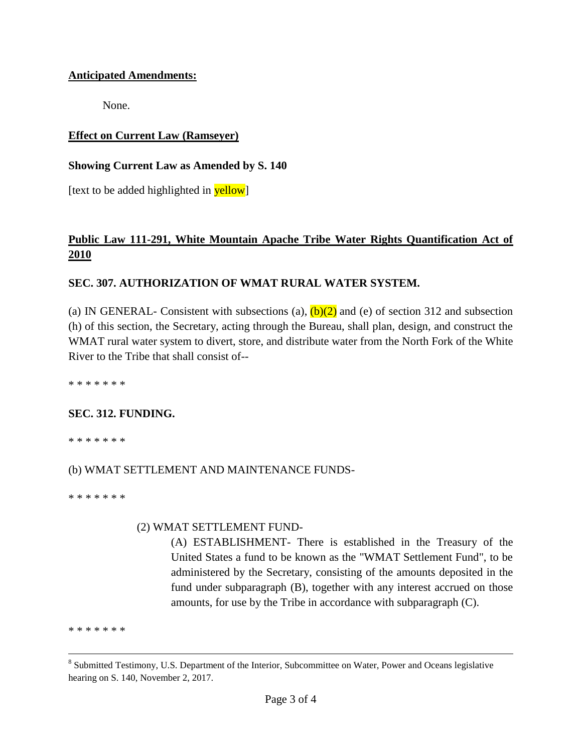**Anticipated Amendments:**

None.

**Effect on Current Law (Ramseyer)**

**Showing Current Law as Amended by S. 140**

[text to be added highlighted in yellow]

**Public Law 111-291, White Mountain Apache Tribe Water Rights Quantification Act of 2010**

**SEC. 307. AUTHORIZATION OF WMAT RURAL WATER SYSTEM.**

(a) IN GENERAL- Consistent with subsections (a), (b)(2) and (e) of section 312 and subsection (h) of this section, the Secretary, acting through the Bureau, shall plan, design, and construct the WMAT rural water system to divert, store, and distribute water from the North Fork of the White River to the Tribe that shall consist of--

* * * * * * *

**SEC. 312. FUNDING.**

* * * * * * *

(b) WMAT SETTLEMENT AND MAINTENANCE FUNDS-

* * * * * * *

(2) WMAT SETTLEMENT FUND-

(A) ESTABLISHMENT- There is established in the Treasury of the United States a fund to be known as the "WMAT Settlement Fund", to be administered by the Secretary, consisting of the amounts deposited in the fund under subparagraph (B), together with any interest accrued on those amounts, for use by the Tribe in accordance with subparagraph (C).

* * * * * * *

[8] Submitted Testimony, U.S. Department of the Interior, Subcommittee on Water, Power and Oceans legislative hearing on S. 140, November 2, 2017.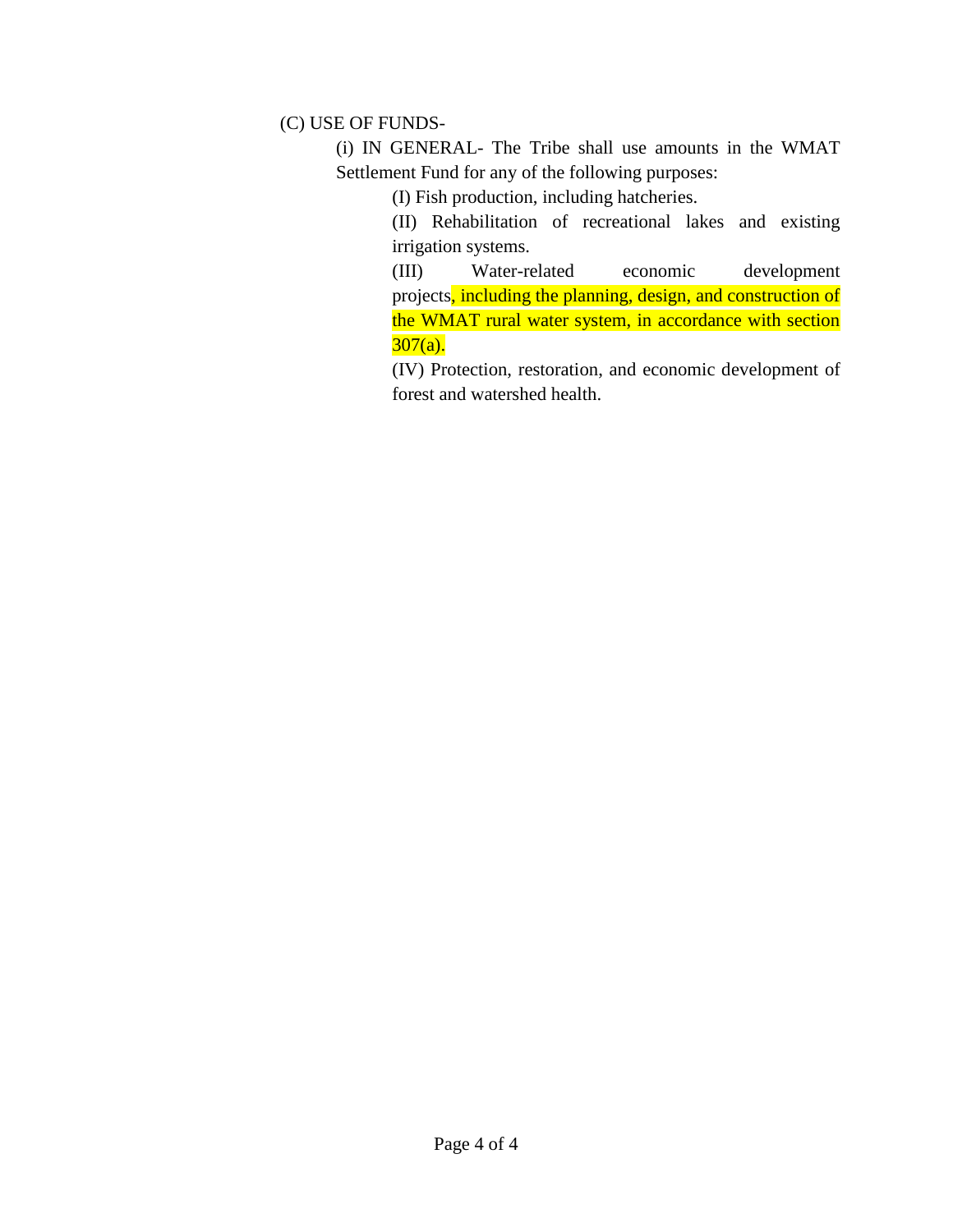(C) USE OF FUNDS-

(i) IN GENERAL- The Tribe shall use amounts in the WMAT Settlement Fund for any of the following purposes:

(I) Fish production, including hatcheries.

(II) Rehabilitation of recreational lakes and existing irrigation systems.

(III) Water-related economic development projects, including the planning, design, and construction of the WMAT rural water system, in accordance with section 307(a).

(IV) Protection, restoration, and economic development of forest and watershed health.